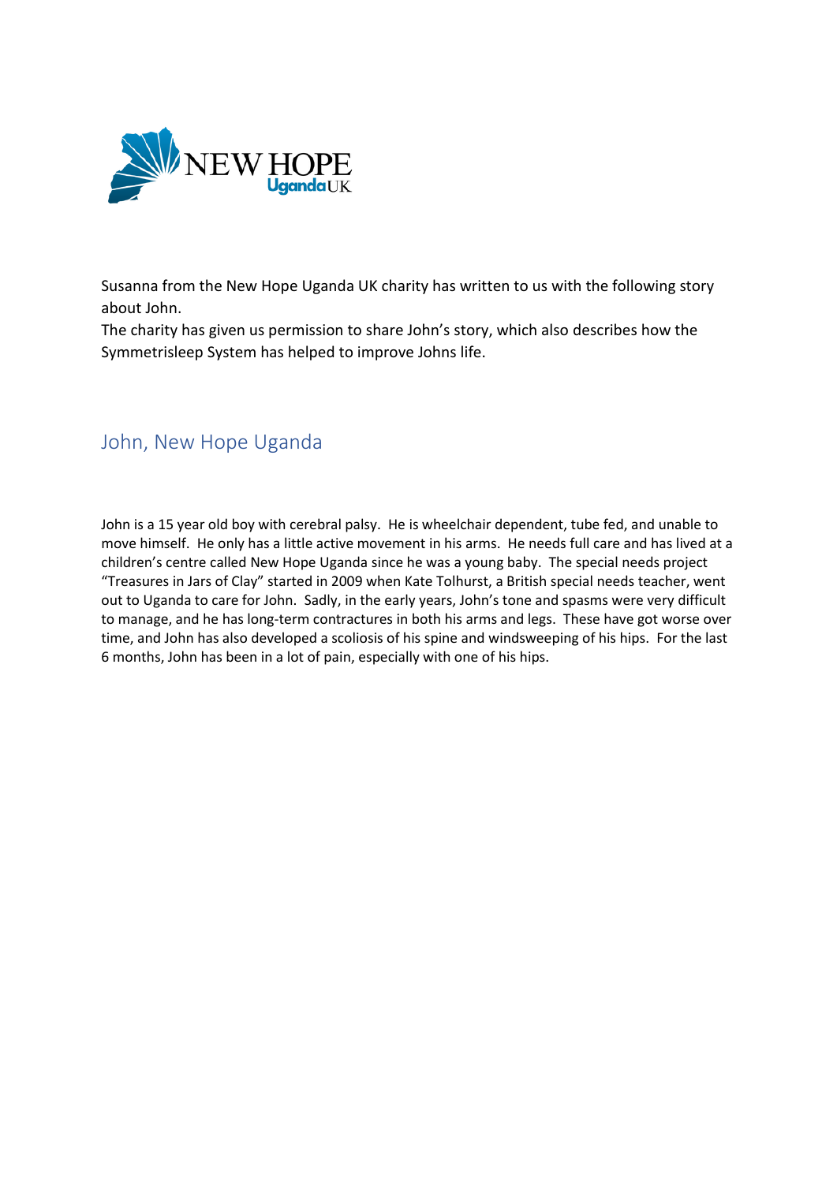NEW HOPE UgandaUK

Susanna from the New Hope Uganda UK charity has written to us with the following story about John.
The charity has given us permission to share John's story, which also describes how the Symmetrisleep System has helped to improve Johns life.

## John, New Hope Uganda

John is a 15 year old boy with cerebral palsy. He is wheelchair dependent, tube fed, and unable to move himself. He only has a little active movement in his arms. He needs full care and has lived at a children's centre called New Hope Uganda since he was a young baby. The special needs project "Treasures in Jars of Clay" started in 2009 when Kate Tolhurst, a British special needs teacher, went out to Uganda to care for John. Sadly, in the early years, John's tone and spasms were very difficult to manage, and he has long-term contractures in both his arms and legs. These have got worse over time, and John has also developed a scoliosis of his spine and windsweeping of his hips. For the last 6 months, John has been in a lot of pain, especially with one of his hips.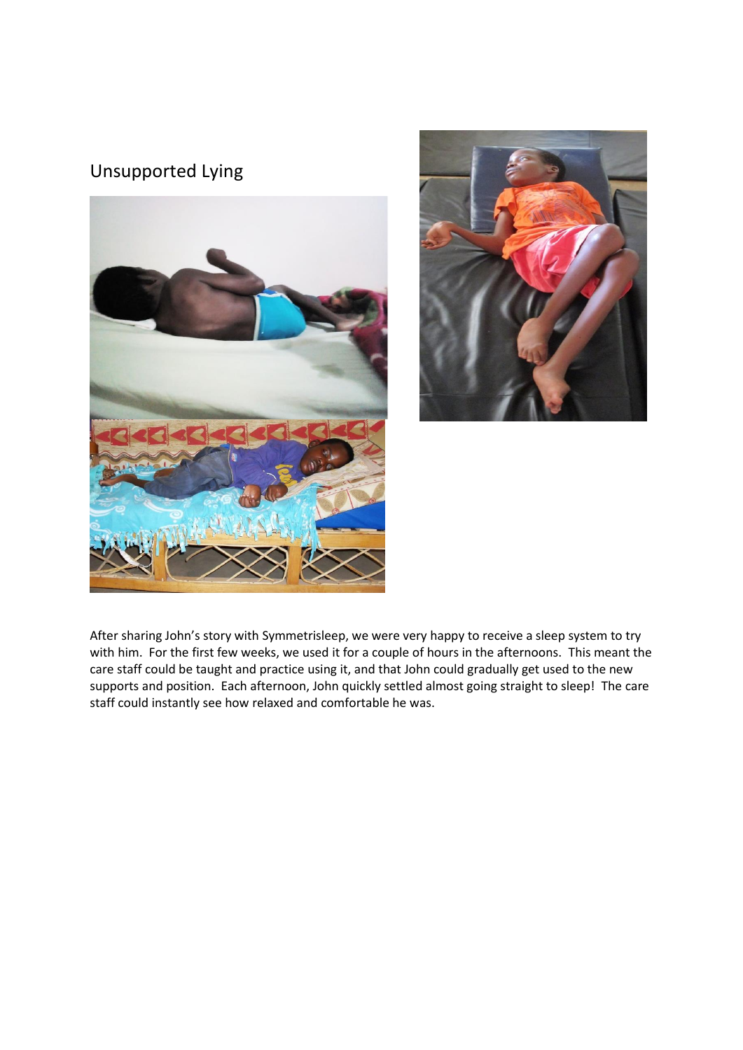## Unsupported Lying

After sharing John's story with Symmetrisleep, we were very happy to receive a sleep system to try with him. For the first few weeks, we used it for a couple of hours in the afternoons. This meant the care staff could be taught and practice using it, and that John could gradually get used to the new supports and position. Each afternoon, John quickly settled almost going straight to sleep! The care staff could instantly see how relaxed and comfortable he was.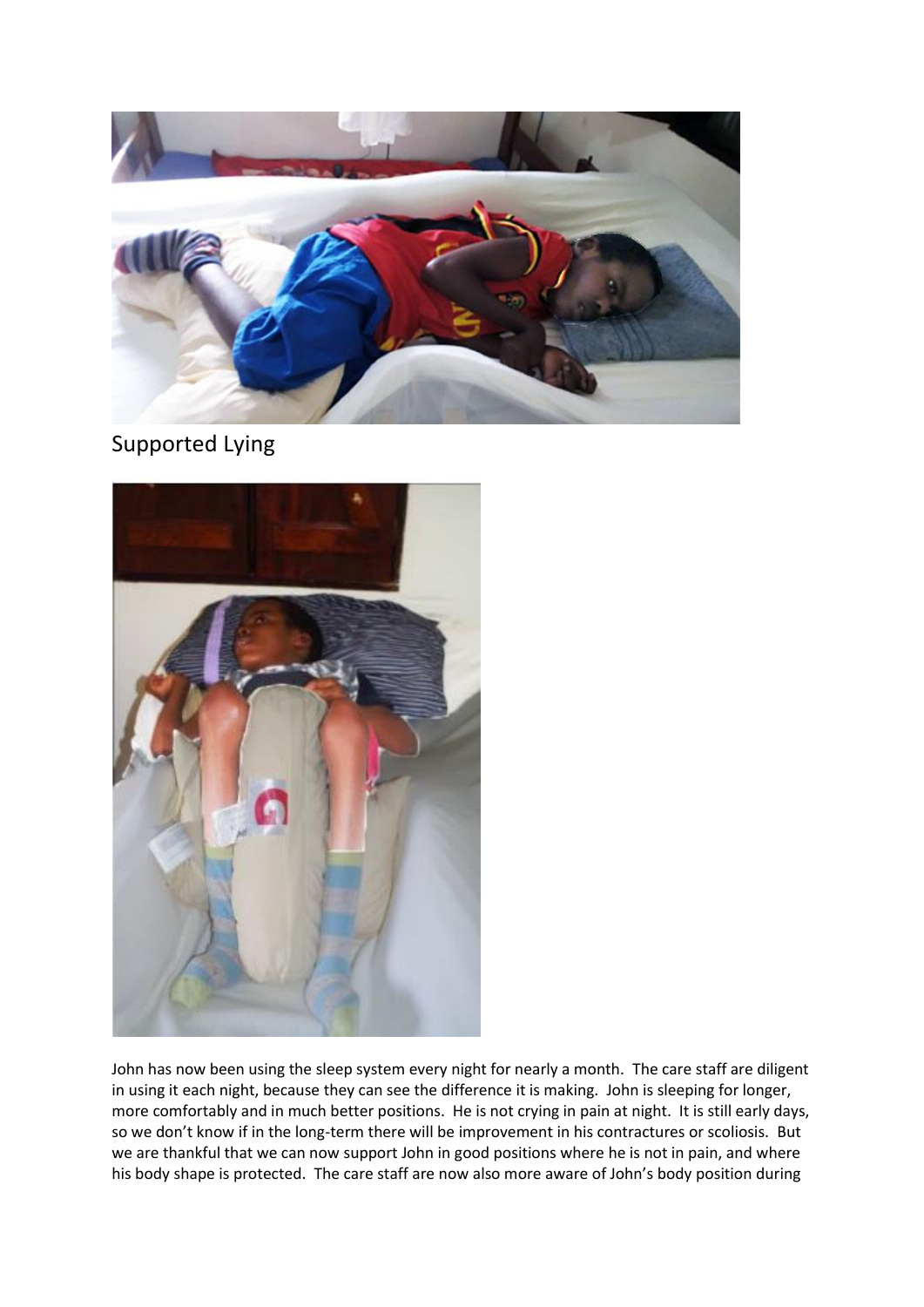Supported Lying

John has now been using the sleep system every night for nearly a month. The care staff are diligent in using it each night, because they can see the difference it is making. John is sleeping for longer, more comfortably and in much better positions. He is not crying in pain at night. It is still early days, so we don't know if in the long-term there will be improvement in his contractures or scoliosis. But we are thankful that we can now support John in good positions where he is not in pain, and where his body shape is protected. The care staff are now also more aware of John's body position during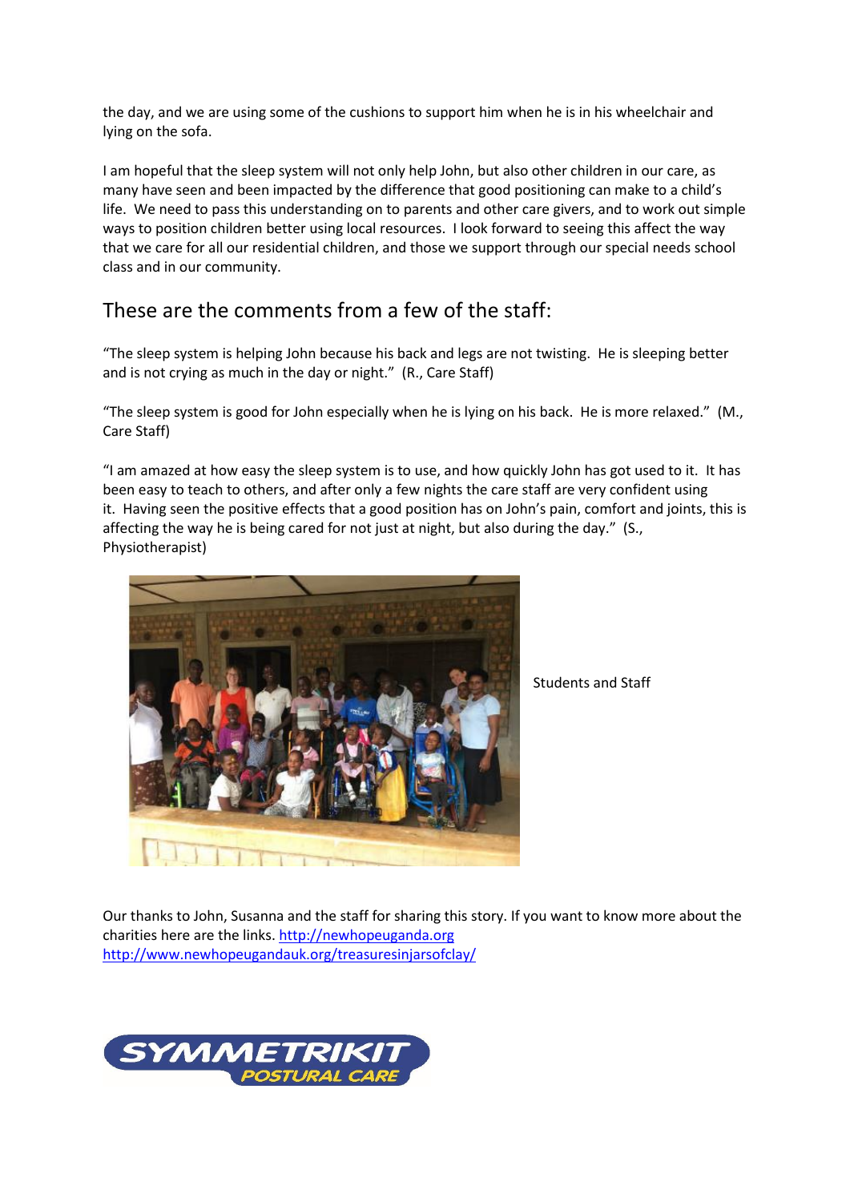the day, and we are using some of the cushions to support him when he is in his wheelchair and lying on the sofa.

I am hopeful that the sleep system will not only help John, but also other children in our care, as many have seen and been impacted by the difference that good positioning can make to a child's life. We need to pass this understanding on to parents and other care givers, and to work out simple ways to position children better using local resources. I look forward to seeing this affect the way that we care for all our residential children, and those we support through our special needs school class and in our community.

## These are the comments from a few of the staff:

"The sleep system is helping John because his back and legs are not twisting. He is sleeping better and is not crying as much in the day or night." (R., Care Staff)

"The sleep system is good for John especially when he is lying on his back. He is more relaxed." (M., Care Staff)

"I am amazed at how easy the sleep system is to use, and how quickly John has got used to it. It has been easy to teach to others, and after only a few nights the care staff are very confident using it. Having seen the positive effects that a good position has on John's pain, comfort and joints, this is affecting the way he is being cared for not just at night, but also during the day." (S., Physiotherapist)

Students and Staff

Our thanks to John, Susanna and the staff for sharing this story. If you want to know more about the charities here are the links. http://newhopeuganda.org
http://www.newhopeugandauk.org/treasuresinjarsofclay/

SYMMETRIKIT POSTURAL CARE